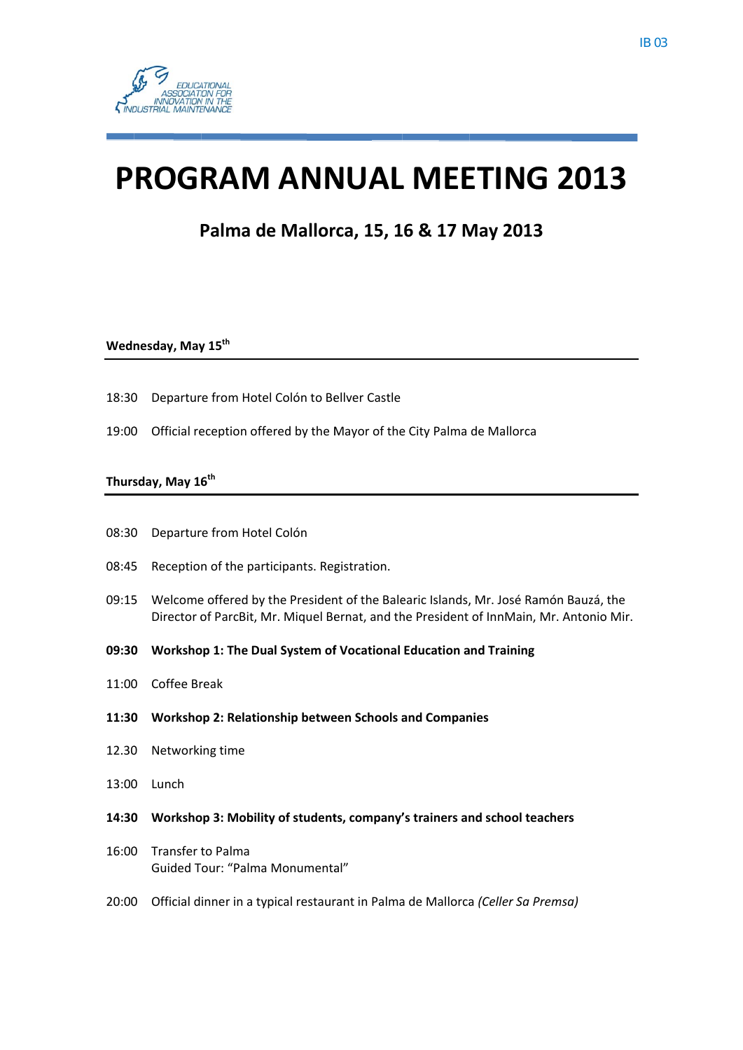IB 03

EDUCATIONAL ASSOCIATON FOR INNOVATION IN THE INDUSTRIAL MAINTENANCE

# PROGRAM ANNUAL MEETING 2013

## Palma de Mallorca, 15, 16 & 17 May 2013

**Wednesday, May 15th**

18:30 Departure from Hotel Colón to Bellver Castle

19:00 Official reception offered by the Mayor of the City Palma de Mallorca

**Thursday, May 16th**

08:30 Departure from Hotel Colón

08:45 Reception of the participants. Registration.

09:15 Welcome offered by the President of the Balearic Islands, Mr. José Ramón Bauzá, the Director of ParcBit, Mr. Miquel Bernat, and the President of InnMain, Mr. Antonio Mir.

**09:30 Workshop 1: The Dual System of Vocational Education and Training**

11:00 Coffee Break

**11:30 Workshop 2: Relationship between Schools and Companies**

12.30 Networking time

13:00 Lunch

**14:30 Workshop 3: Mobility of students, company's trainers and school teachers**

16:00 Transfer to Palma
Guided Tour: "Palma Monumental"

20:00 Official dinner in a typical restaurant in Palma de Mallorca *(Celler Sa Premsa)*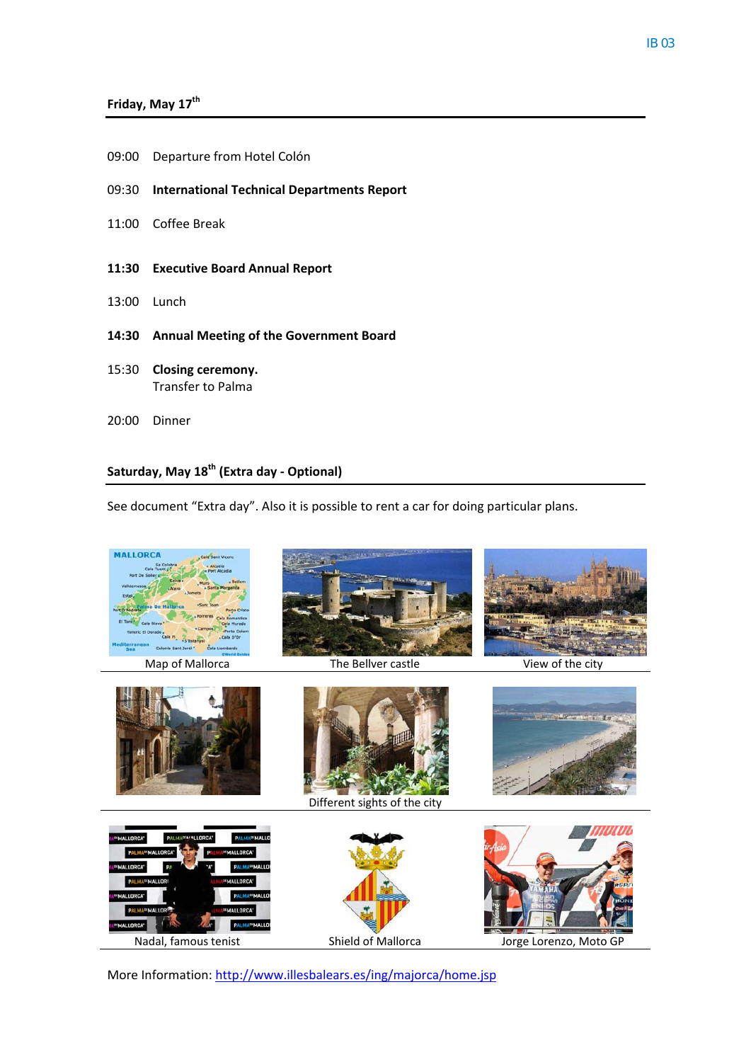## Friday, May 17th

09:00 Departure from Hotel Colón

09:30 **International Technical Departments Report**

11:00 Coffee Break

**11:30 Executive Board Annual Report**

13:00 Lunch

**14:30 Annual Meeting of the Government Board**

15:30 **Closing ceremony.**
Transfer to Palma

20:00 Dinner

## Saturday, May 18th (Extra day - Optional)

See document "Extra day". Also it is possible to rent a car for doing particular plans.

Map of Mallorca

The Bellver castle

View of the city

Different sights of the city

Nadal, famous tenist

Shield of Mallorca

Jorge Lorenzo, Moto GP

More Information: http://www.illesbalears.es/ing/majorca/home.jsp